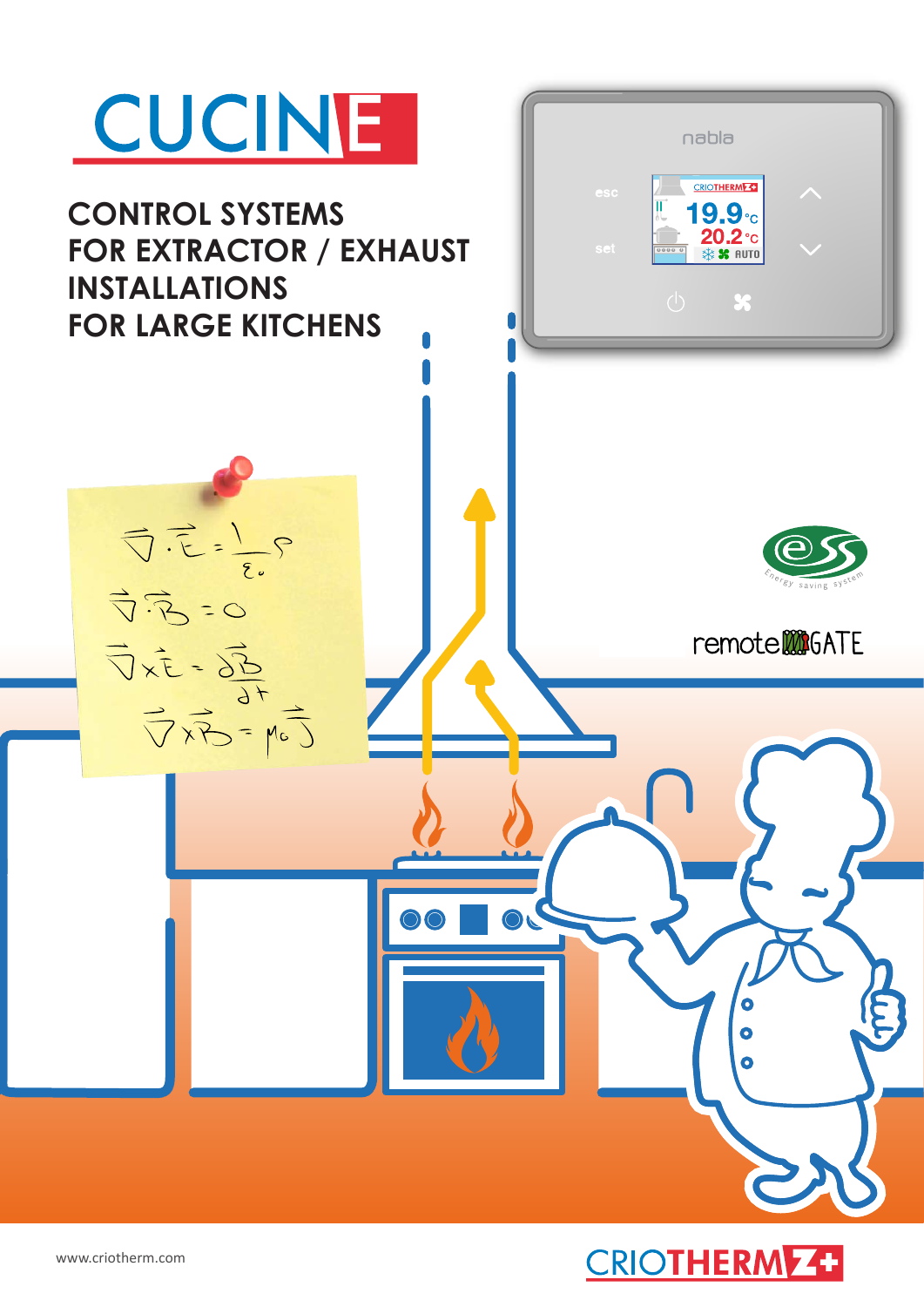# CUCINE

## CONTROL SYSTEMS FOR EXTRACTOR / EXHAUST INSTALLATIONS FOR LARGE KITCHENS

nabla

esc

set

CRIOTHERM

19.9 °C

20.2 °C

AUTO

$$\vec{\nabla} \cdot \vec{E} = \frac{1}{\varepsilon_0} \rho$$

$$\vec{\nabla} \cdot \vec{B} = 0$$

$$\vec{\nabla} \times \vec{E} = \frac{\partial \vec{B}}{\partial t}$$

$$\vec{\nabla} \times \vec{B} = \mu_0 \vec{J}$$

Energy saving system

remote GATE

www.criotherm.com

CRIOTHERM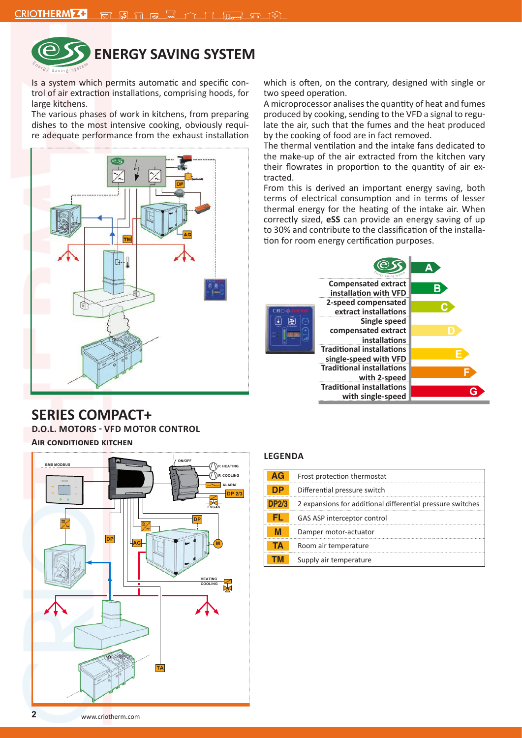# ENERGY SAVING SYSTEM

Is a system which permits automatic and specific control of air extraction installations, comprising hoods, for large kitchens.

The various phases of work in kitchens, from preparing dishes to the most intensive cooking, obviously require adequate performance from the exhaust installation which is often, on the contrary, designed with single or two speed operation.

A microprocessor analises the quantity of heat and fumes produced by cooking, sending to the VFD a signal to regulate the air, such that the fumes and the heat produced by the cooking of food are in fact removed.

The thermal ventilation and the intake fans dedicated to the make-up of the air extracted from the kitchen vary their flowrates in proportion to the quantity of air extracted.

From this is derived an important energy saving, both terms of electrical consumption and in terms of lesser thermal energy for the heating of the intake air. When correctly sized, **eSS** can provide an energy saving of up to 30% and contribute to the classification of the installation for room energy certification purposes.

| Installation | Class |
|---|---|
| eSS | A |
| Compensated extract installation with VFD | B |
| 2-speed compensated extract installations | C |
| Single speed compensated extract installations | D |
| Traditional installations single-speed with VFD | E |
| Traditional installations with 2-speed | F |
| Traditional installations with single-speed | G |

## SERIES COMPACT+

### D.O.L. MOTORS - VFD MOTOR CONTROL

**AIR CONDITIONED KITCHEN**

### LEGENDA

| | |
|---|---|
| AG | Frost protection thermostat |
| DP | Differential pressure switch |
| DP2/3 | 2 expansions for additional differential pressure switches |
| FL | GAS ASP interceptor control |
| M | Damper motor-actuator |
| TA | Room air temperature |
| TM | Supply air temperature |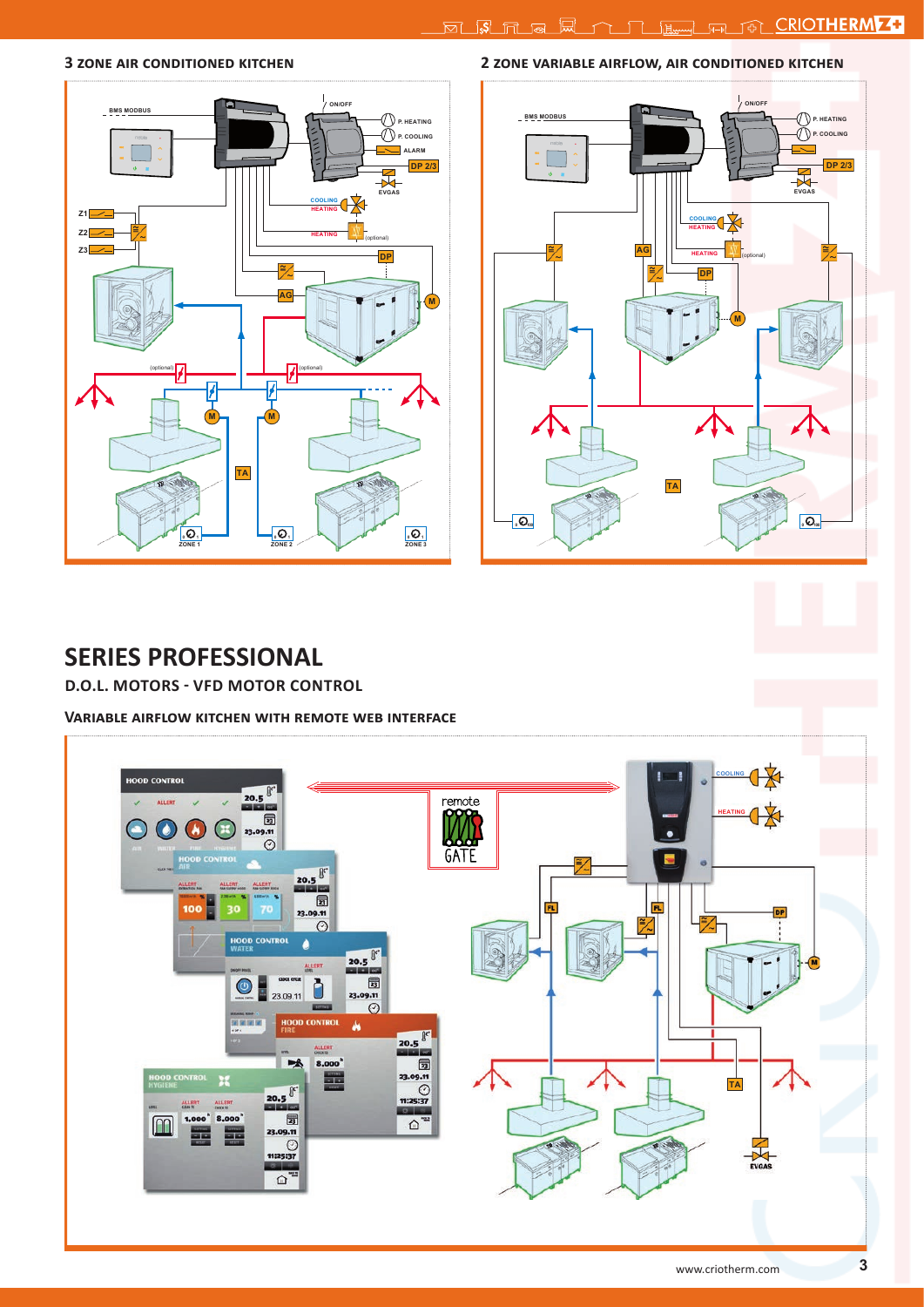### 3 ZONE AIR CONDITIONED KITCHEN

BMS MODBUS

ON/OFF

P. HEATING

P. COOLING

ALARM

DP 2/3

EVGAS

Z1

Z2

Z3

COOLING

HEATING

HEATING

(optional)

DP

AG

M

(optional)

(optional)

M

M

TA

ZONE 1

ZONE 2

ZONE 3

### 2 ZONE VARIABLE AIRFLOW, AIR CONDITIONED KITCHEN

BMS MODBUS

ON/OFF

P. HEATING

P. COOLING

DP 2/3

EVGAS

COOLING

HEATING

AG

HEATING

(optional)

DP

M

TA

## SERIES PROFESSIONAL

### D.O.L. MOTORS - VFD MOTOR CONTROL

### Variable airflow kitchen with remote web interface

HOOD CONTROL

remote GATE

COOLING

HEATING

FL

FL

DP

M

TA

EVGAS

www.criotherm.com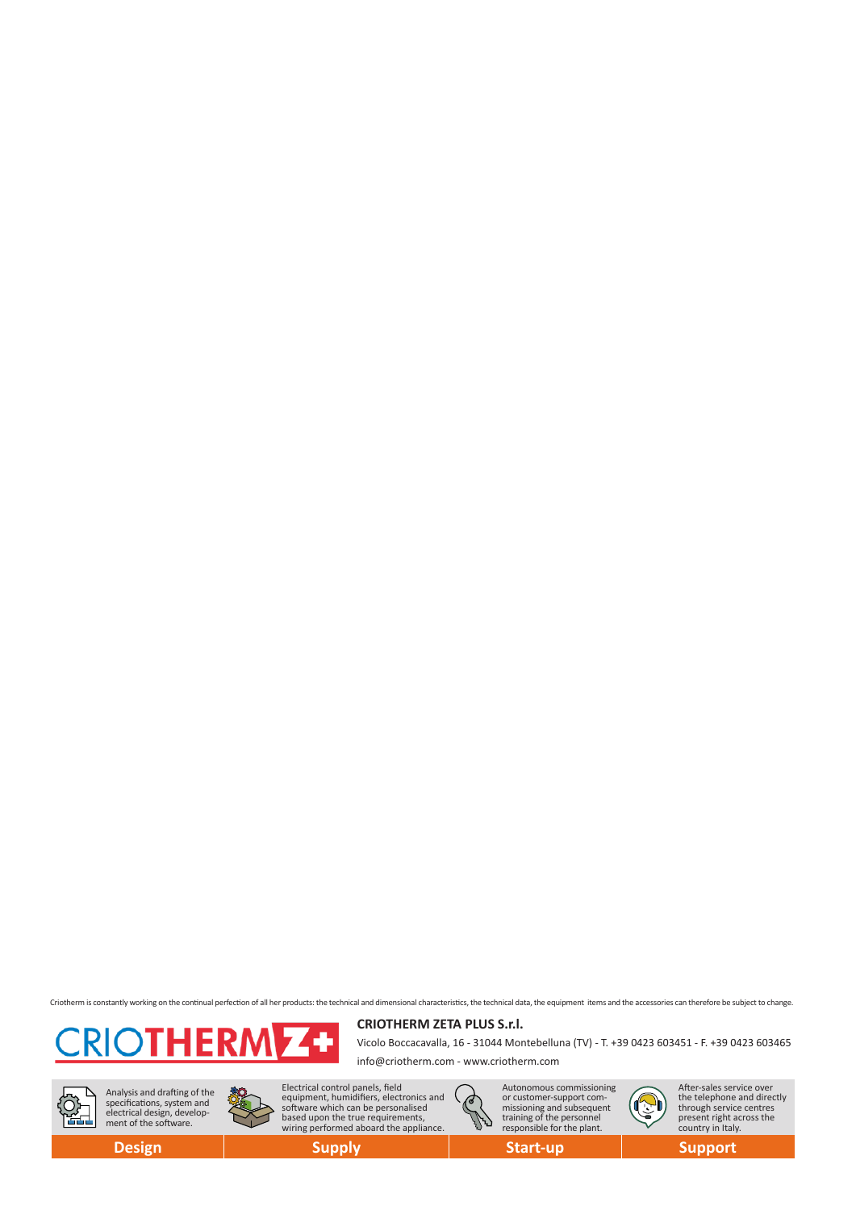Criotherm is constantly working on the continual perfection of all her products: the technical and dimensional characteristics, the technical data, the equipment items and the accessories can therefore be subject to change.

CRIOTHERM Z+

**CRIOTHERM ZETA PLUS S.r.l.**

Vicolo Boccacavalla, 16 - 31044 Montebelluna (TV) - T. +39 0423 603451 - F. +39 0423 603465

info@criotherm.com - www.criotherm.com

| Design | Supply | Start-up | Support |
|---|---|---|---|
| Analysis and drafting of the specifications, system and electrical design, development of the software. | Electrical control panels, field equipment, humidifiers, electronics and software which can be personalised based upon the true requirements, wiring performed aboard the appliance. | Autonomous commissioning or customer-support commissioning and subsequent training of the personnel responsible for the plant. | After-sales service over the telephone and directly through service centres present right across the country in Italy. |